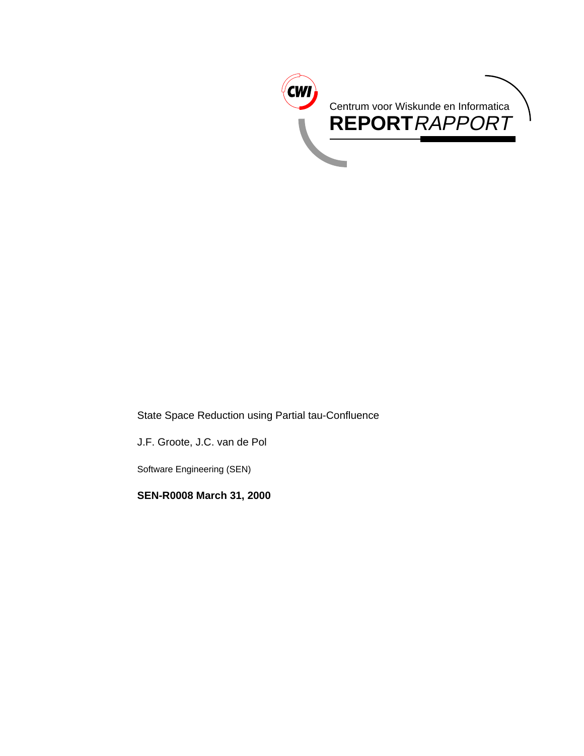Centrum voor Wiskunde en Informatica

**REPORT** *RAPPORT*

State Space Reduction using Partial tau-Confluence

J.F. Groote, J.C. van de Pol

Software Engineering (SEN)

**SEN-R0008 March 31, 2000**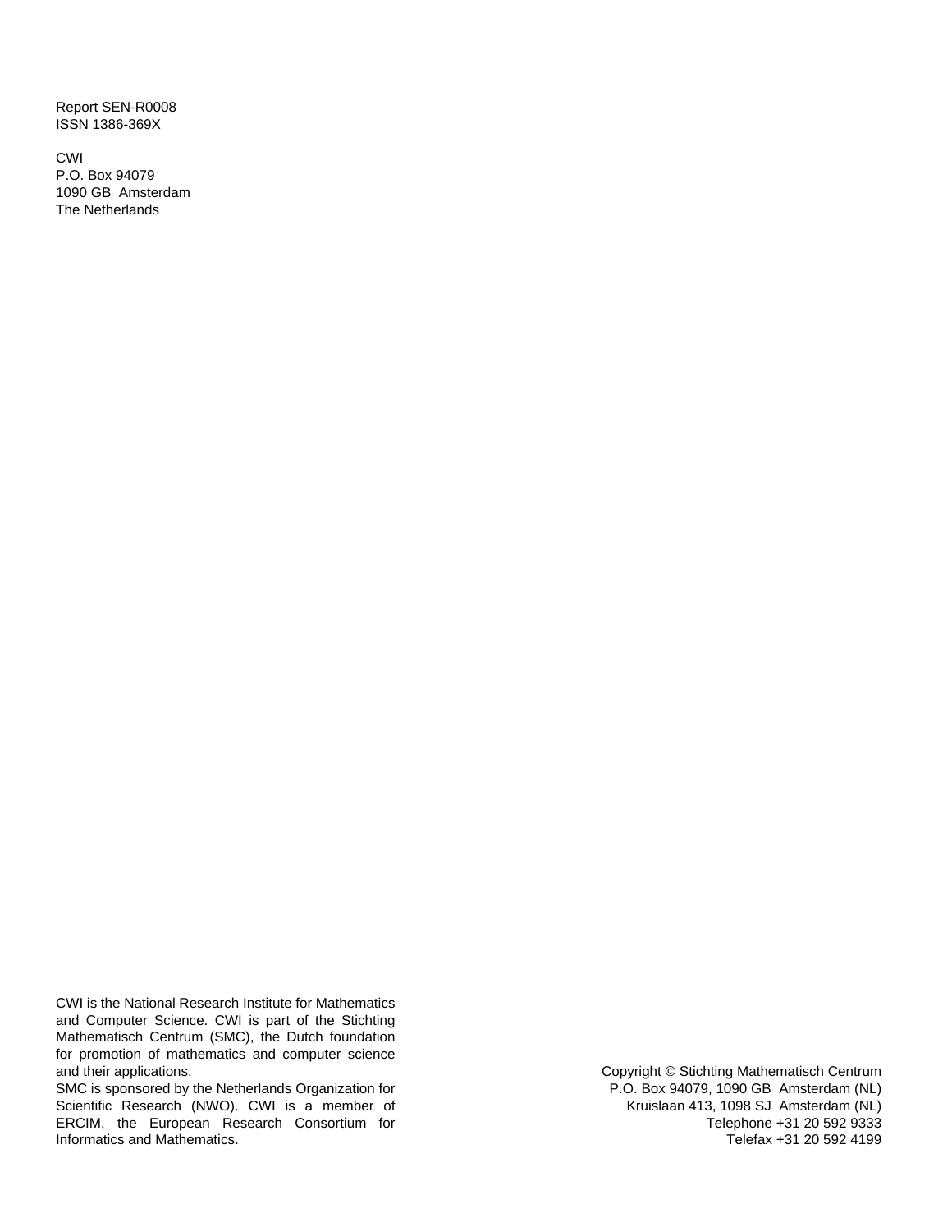Report SEN-R0008
ISSN 1386-369X

CWI
P.O. Box 94079
1090 GB Amsterdam
The Netherlands

CWI is the National Research Institute for Mathematics and Computer Science. CWI is part of the Stichting Mathematisch Centrum (SMC), the Dutch foundation for promotion of mathematics and computer science and their applications.
SMC is sponsored by the Netherlands Organization for Scientific Research (NWO). CWI is a member of ERCIM, the European Research Consortium for Informatics and Mathematics.

Copyright © Stichting Mathematisch Centrum
P.O. Box 94079, 1090 GB Amsterdam (NL)
Kruislaan 413, 1098 SJ Amsterdam (NL)
Telephone +31 20 592 9333
Telefax +31 20 592 4199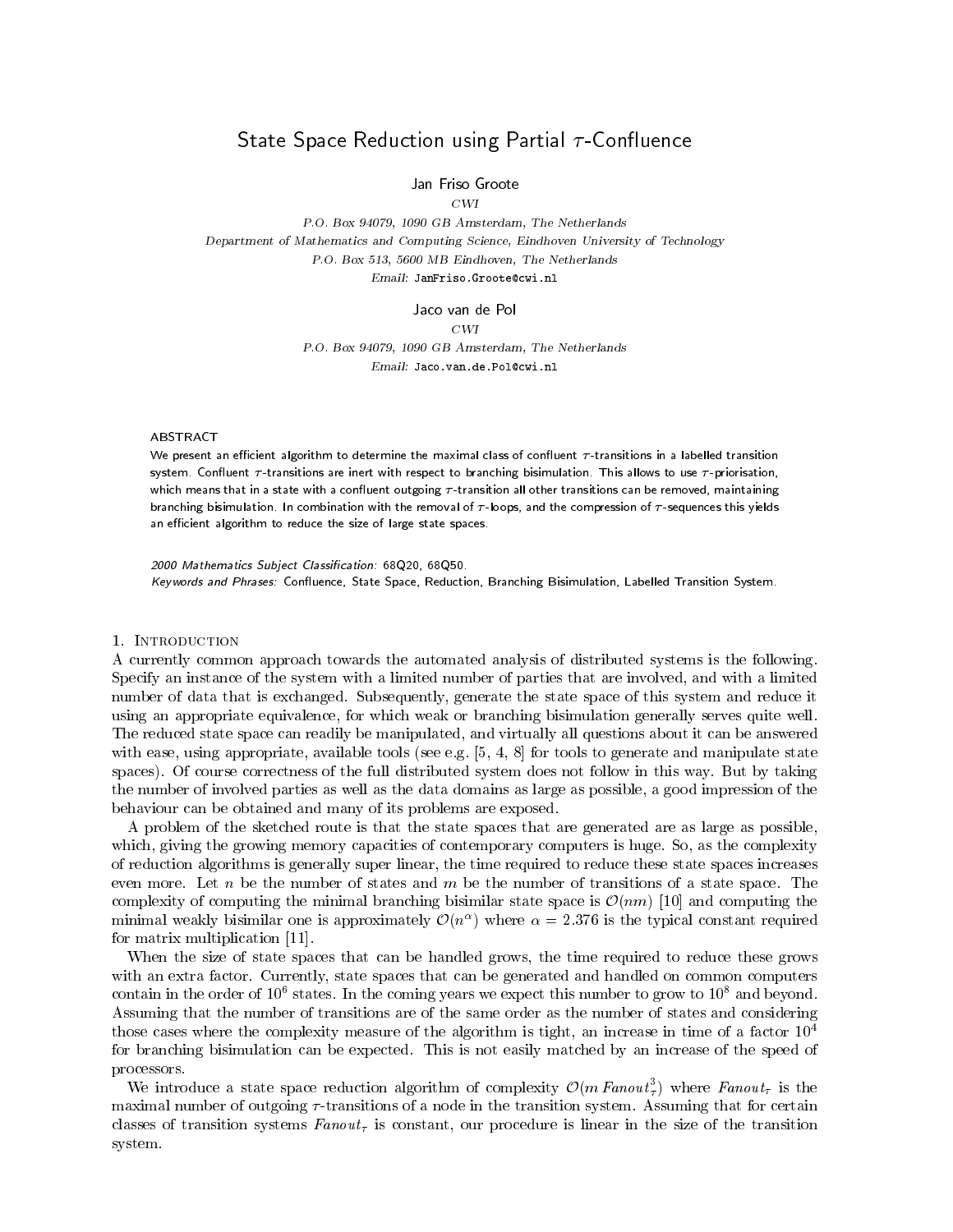# State Space Reduction using Partial $\tau$-Confluence

Jan Friso Groote

*CWI*

*P.O. Box 94079, 1090 GB Amsterdam, The Netherlands*

*Department of Mathematics and Computing Science, Eindhoven University of Technology*

*P.O. Box 513, 5600 MB Eindhoven, The Netherlands*

*Email:* JanFriso.Groote@cwi.nl

Jaco van de Pol

*CWI*

*P.O. Box 94079, 1090 GB Amsterdam, The Netherlands*

*Email:* Jaco.van.de.Pol@cwi.nl

### Abstract

We present an efficient algorithm to determine the maximal class of confluent $\tau$-transitions in a labelled transition system. Confluent $\tau$-transitions are inert with respect to branching bisimulation. This allows to use $\tau$-priorisation, which means that in a state with a confluent outgoing $\tau$-transition all other transitions can be removed, maintaining branching bisimulation. In combination with the removal of $\tau$-loops, and the compression of $\tau$-sequences this yields an efficient algorithm to reduce the size of large state spaces.

*2000 Mathematics Subject Classification:* 68Q20, 68Q50.
*Keywords and Phrases:* Confluence, State Space, Reduction, Branching Bisimulation, Labelled Transition System.

## 1. Introduction

A currently common approach towards the automated analysis of distributed systems is the following. Specify an instance of the system with a limited number of parties that are involved, and with a limited number of data that is exchanged. Subsequently, generate the state space of this system and reduce it using an appropriate equivalence, for which weak or branching bisimulation generally serves quite well. The reduced state space can readily be manipulated, and virtually all questions about it can be answered with ease, using appropriate, available tools (see e.g. [5, 4, 8] for tools to generate and manipulate state spaces). Of course correctness of the full distributed system does not follow in this way. But by taking the number of involved parties as well as the data domains as large as possible, a good impression of the behaviour can be obtained and many of its problems are exposed.

A problem of the sketched route is that the state spaces that are generated are as large as possible, which, giving the growing memory capacities of contemporary computers is huge. So, as the complexity of reduction algorithms is generally super linear, the time required to reduce these state spaces increases even more. Let $n$ be the number of states and $m$ be the number of transitions of a state space. The complexity of computing the minimal branching bisimilar state space is $\mathcal{O}(nm)$ [10] and computing the minimal weakly bisimilar one is approximately $\mathcal{O}(n^{\alpha})$ where $\alpha = 2.376$ is the typical constant required for matrix multiplication [11].

When the size of state spaces that can be handled grows, the time required to reduce these grows with an extra factor. Currently, state spaces that can be generated and handled on common computers contain in the order of $10^6$ states. In the coming years we expect this number to grow to $10^8$ and beyond. Assuming that the number of transitions are of the same order as the number of states and considering those cases where the complexity measure of the algorithm is tight, an increase in time of a factor $10^4$ for branching bisimulation can be expected. This is not easily matched by an increase of the speed of processors.

We introduce a state space reduction algorithm of complexity $\mathcal{O}(m\,\mathit{Fanout}_{\tau}^{3})$ where $\mathit{Fanout}_{\tau}$ is the maximal number of outgoing $\tau$-transitions of a node in the transition system. Assuming that for certain classes of transition systems $\mathit{Fanout}_{\tau}$ is constant, our procedure is linear in the size of the transition system.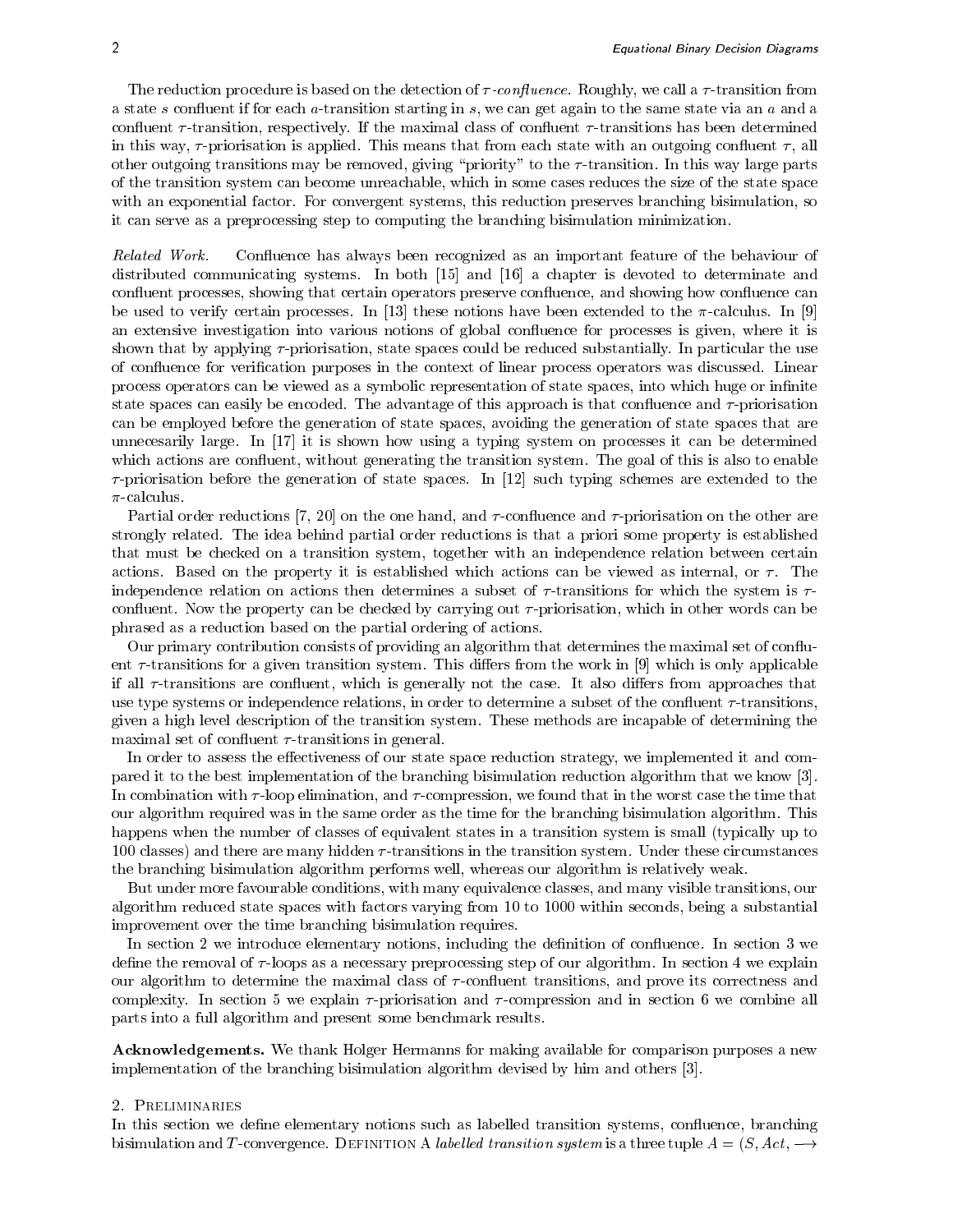The reduction procedure is based on the detection of *$\tau$-confluence*. Roughly, we call a $\tau$-transition from a state $s$ confluent if for each $a$-transition starting in $s$, we can get again to the same state via an $a$ and a confluent $\tau$-transition, respectively. If the maximal class of confluent $\tau$-transitions has been determined in this way, $\tau$-priorisation is applied. This means that from each state with an outgoing confluent $\tau$, all other outgoing transitions may be removed, giving "priority" to the $\tau$-transition. In this way large parts of the transition system can become unreachable, which in some cases reduces the size of the state space with an exponential factor. For convergent systems, this reduction preserves branching bisimulation, so it can serve as a preprocessing step to computing the branching bisimulation minimization.

*Related Work.* Confluence has always been recognized as an important feature of the behaviour of distributed communicating systems. In both [15] and [16] a chapter is devoted to determinate and confluent processes, showing that certain operators preserve confluence, and showing how confluence can be used to verify certain processes. In [13] these notions have been extended to the $\pi$-calculus. In [9] an extensive investigation into various notions of global confluence for processes is given, where it is shown that by applying $\tau$-priorisation, state spaces could be reduced substantially. In particular the use of confluence for verification purposes in the context of linear process operators was discussed. Linear process operators can be viewed as a symbolic representation of state spaces, into which huge or infinite state spaces can easily be encoded. The advantage of this approach is that confluence and $\tau$-priorisation can be employed before the generation of state spaces, avoiding the generation of state spaces that are unnecesarily large. In [17] it is shown how using a typing system on processes it can be determined which actions are confluent, without generating the transition system. The goal of this is also to enable $\tau$-priorisation before the generation of state spaces. In [12] such typing schemes are extended to the $\pi$-calculus.

Partial order reductions [7, 20] on the one hand, and $\tau$-confluence and $\tau$-priorisation on the other are strongly related. The idea behind partial order reductions is that a priori some property is established that must be checked on a transition system, together with an independence relation between certain actions. Based on the property it is established which actions can be viewed as internal, or $\tau$. The independence relation on actions then determines a subset of $\tau$-transitions for which the system is $\tau$-confluent. Now the property can be checked by carrying out $\tau$-priorisation, which in other words can be phrased as a reduction based on the partial ordering of actions.

Our primary contribution consists of providing an algorithm that determines the maximal set of confluent $\tau$-transitions for a given transition system. This differs from the work in [9] which is only applicable if all $\tau$-transitions are confluent, which is generally not the case. It also differs from approaches that use type systems or independence relations, in order to determine a subset of the confluent $\tau$-transitions, given a high level description of the transition system. These methods are incapable of determining the maximal set of confluent $\tau$-transitions in general.

In order to assess the effectiveness of our state space reduction strategy, we implemented it and compared it to the best implementation of the branching bisimulation reduction algorithm that we know [3]. In combination with $\tau$-loop elimination, and $\tau$-compression, we found that in the worst case the time that our algorithm required was in the same order as the time for the branching bisimulation algorithm. This happens when the number of classes of equivalent states in a transition system is small (typically up to 100 classes) and there are many hidden $\tau$-transitions in the transition system. Under these circumstances the branching bisimulation algorithm performs well, whereas our algorithm is relatively weak.

But under more favourable conditions, with many equivalence classes, and many visible transitions, our algorithm reduced state spaces with factors varying from 10 to 1000 within seconds, being a substantial improvement over the time branching bisimulation requires.

In section 2 we introduce elementary notions, including the definition of confluence. In section 3 we define the removal of $\tau$-loops as a necessary preprocessing step of our algorithm. In section 4 we explain our algorithm to determine the maximal class of $\tau$-confluent transitions, and prove its correctness and complexity. In section 5 we explain $\tau$-priorisation and $\tau$-compression and in section 6 we combine all parts into a full algorithm and present some benchmark results.

**Acknowledgements.** We thank Holger Hermanns for making available for comparison purposes a new implementation of the branching bisimulation algorithm devised by him and others [3].

## 2. Preliminaries

In this section we define elementary notions such as labelled transition systems, confluence, branching bisimulation and $T$-convergence. Definition A *labelled transition system* is a three tuple $A = (S, Act, \longrightarrow$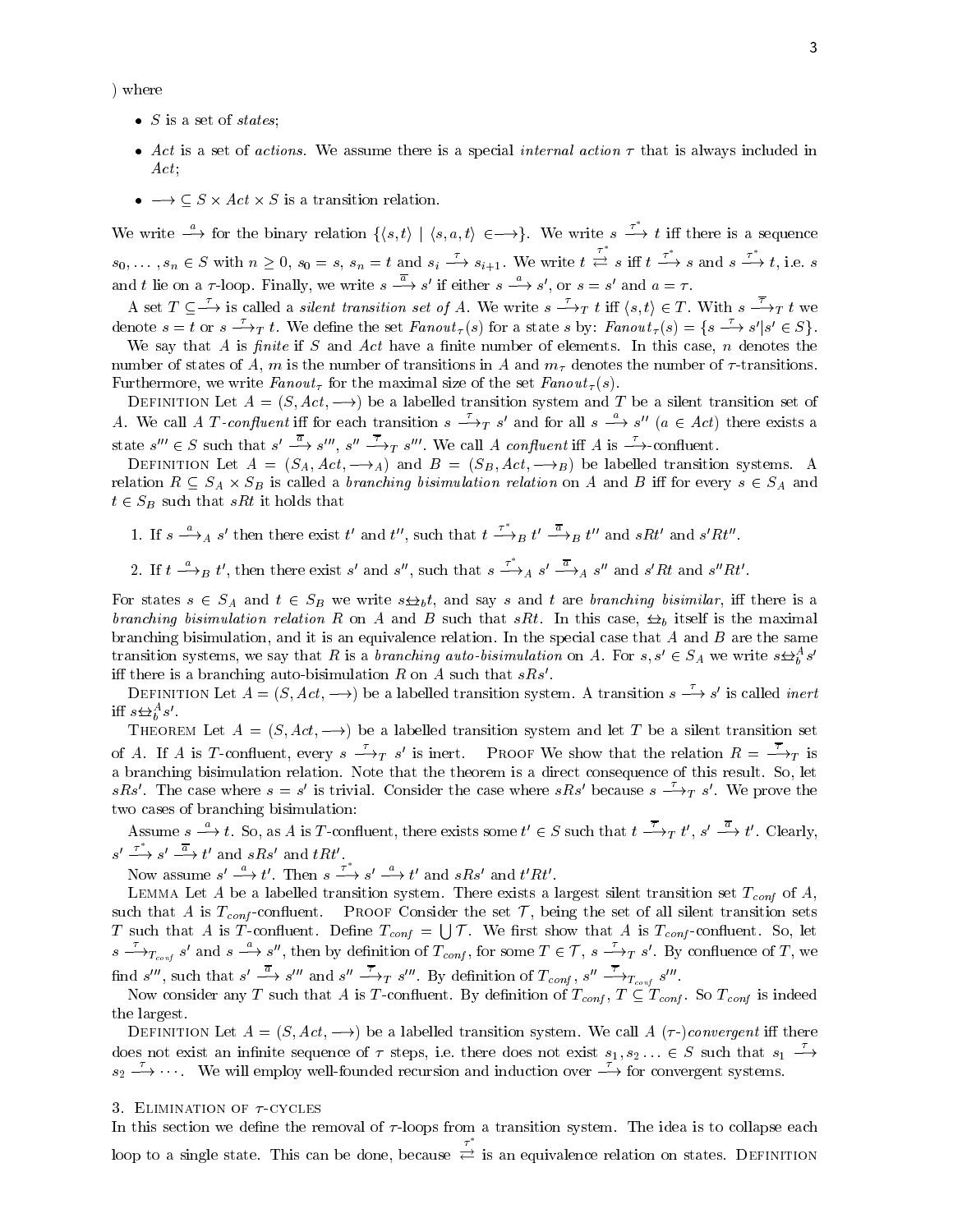) where

- $S$ is a set of *states*;
- $Act$ is a set of *actions*. We assume there is a special *internal action* $\tau$ that is always included in $Act$;
- $\longrightarrow \subseteq S \times Act \times S$ is a transition relation.

We write $\xrightarrow{a}$ for the binary relation $\{\langle s,t \rangle \mid \langle s,a,t \rangle \in \longrightarrow\}$. We write $s \xrightarrow{\tau^*} t$ iff there is a sequence $s_0, \ldots, s_n \in S$ with $n \geq 0$, $s_0 = s$, $s_n = t$ and $s_i \xrightarrow{\tau} s_{i+1}$. We write $t \overset{\tau^*}{\rightleftarrows} s$ iff $t \xrightarrow{\tau^*} s$ and $s \xrightarrow{\tau^*} t$, i.e. $s$ and $t$ lie on a $\tau$-loop. Finally, we write $s \xrightarrow{\overline{a}} s'$ if either $s \xrightarrow{a} s'$, or $s = s'$ and $a = \tau$.

A set $T \subseteq \xrightarrow{\tau}$ is called a *silent transition set of* $A$. We write $s \xrightarrow{\tau}_T t$ iff $\langle s,t \rangle \in T$. With $s \xrightarrow{\overline{\tau}}_T t$ we denote $s = t$ or $s \xrightarrow{\tau}_T t$. We define the set $Fanout_\tau(s)$ for a state $s$ by: $Fanout_\tau(s) = \{s \xrightarrow{\tau} s' | s' \in S\}$.

We say that $A$ is *finite* if $S$ and $Act$ have a finite number of elements. In this case, $n$ denotes the number of states of $A$, $m$ is the number of transitions in $A$ and $m_\tau$ denotes the number of $\tau$-transitions. Furthermore, we write $Fanout_\tau$ for the maximal size of the set $Fanout_\tau(s)$.

Definition Let $A = (S, Act, \longrightarrow)$ be a labelled transition system and $T$ be a silent transition set of $A$. We call $A$ *$T$-confluent* iff for each transition $s \xrightarrow{\tau}_T s'$ and for all $s \xrightarrow{a} s''$ ($a \in Act$) there exists a state $s''' \in S$ such that $s' \xrightarrow{\overline{a}} s'''$, $s'' \xrightarrow{\overline{\tau}}_T s'''$. We call $A$ *confluent* iff $A$ is $\xrightarrow{\tau}$-confluent.

Definition Let $A = (S_A, Act, \longrightarrow_A)$ and $B = (S_B, Act, \longrightarrow_B)$ be labelled transition systems. A relation $R \subseteq S_A \times S_B$ is called a *branching bisimulation relation* on $A$ and $B$ iff for every $s \in S_A$ and $t \in S_B$ such that $sRt$ it holds that

1. If $s \xrightarrow{a}_A s'$ then there exist $t'$ and $t''$, such that $t \xrightarrow{\tau^*}_B t' \xrightarrow{\overline{a}}_B t''$ and $sRt'$ and $s'Rt''$.
2. If $t \xrightarrow{a}_B t'$, then there exist $s'$ and $s''$, such that $s \xrightarrow{\tau^*}_A s' \xrightarrow{\overline{a}}_A s''$ and $s'Rt$ and $s''Rt'$.

For states $s \in S_A$ and $t \in S_B$ we write $s \leftrightarrow_b t$, and say $s$ and $t$ are *branching bisimilar*, iff there is a *branching bisimulation relation* $R$ on $A$ and $B$ such that $sRt$. In this case, $\leftrightarrow_b$ itself is the maximal branching bisimulation, and it is an equivalence relation. In the special case that $A$ and $B$ are the same transition systems, we say that $R$ is a *branching auto-bisimulation* on $A$. For $s, s' \in S_A$ we write $s \leftrightarrow_b^A s'$ iff there is a branching auto-bisimulation $R$ on $A$ such that $sRs'$.

Definition Let $A = (S, Act, \longrightarrow)$ be a labelled transition system. A transition $s \xrightarrow{\tau} s'$ is called *inert* iff $s \leftrightarrow_b^A s'$.

Theorem Let $A = (S, Act, \longrightarrow)$ be a labelled transition system and let $T$ be a silent transition set of $A$. If $A$ is $T$-confluent, every $s \xrightarrow{\tau}_T s'$ is inert. Proof We show that the relation $R = \xrightarrow{\overline{\tau}}_T$ is a branching bisimulation relation. Note that the theorem is a direct consequence of this result. So, let $sRs'$. The case where $s = s'$ is trivial. Consider the case where $sRs'$ because $s \xrightarrow{\tau}_T s'$. We prove the two cases of branching bisimulation:

Assume $s \xrightarrow{a} t$. So, as $A$ is $T$-confluent, there exists some $t' \in S$ such that $t \xrightarrow{\overline{\tau}}_T t'$, $s' \xrightarrow{\overline{a}} t'$. Clearly, $s' \xrightarrow{\tau^*} s' \xrightarrow{\overline{a}} t'$ and $sRs'$ and $tRt'$.

Now assume $s' \xrightarrow{a} t'$. Then $s \xrightarrow{\tau^*} s' \xrightarrow{a} t'$ and $sRs'$ and $t'Rt'$.

Lemma Let $A$ be a labelled transition system. There exists a largest silent transition set $T_{conf}$ of $A$, such that $A$ is $T_{conf}$-confluent. Proof Consider the set $\mathcal{T}$, being the set of all silent transition sets $T$ such that $A$ is $T$-confluent. Define $T_{conf} = \bigcup \mathcal{T}$. We first show that $A$ is $T_{conf}$-confluent. So, let $s \xrightarrow{\tau}_{T_{conf}} s'$ and $s \xrightarrow{a} s''$, then by definition of $T_{conf}$, for some $T \in \mathcal{T}$, $s \xrightarrow{\tau}_T s'$. By confluence of $T$, we find $s'''$, such that $s' \xrightarrow{\overline{a}} s'''$ and $s'' \xrightarrow{\overline{\tau}}_T s'''$. By definition of $T_{conf}$, $s'' \xrightarrow{\overline{\tau}}_{T_{conf}} s'''$.

Now consider any $T$ such that $A$ is $T$-confluent. By definition of $T_{conf}$, $T \subseteq T_{conf}$. So $T_{conf}$ is indeed the largest.

Definition Let $A = (S, Act, \longrightarrow)$ be a labelled transition system. We call $A$ ($\tau$-)*convergent* iff there does not exist an infinite sequence of $\tau$ steps, i.e. there does not exist $s_1, s_2 \ldots \in S$ such that $s_1 \xrightarrow{\tau} s_2 \xrightarrow{\tau} \cdots$. We will employ well-founded recursion and induction over $\xrightarrow{\tau}$ for convergent systems.

## 3. Elimination of $\tau$-cycles

In this section we define the removal of $\tau$-loops from a transition system. The idea is to collapse each loop to a single state. This can be done, because $\overset{\tau^*}{\rightleftarrows}$ is an equivalence relation on states. Definition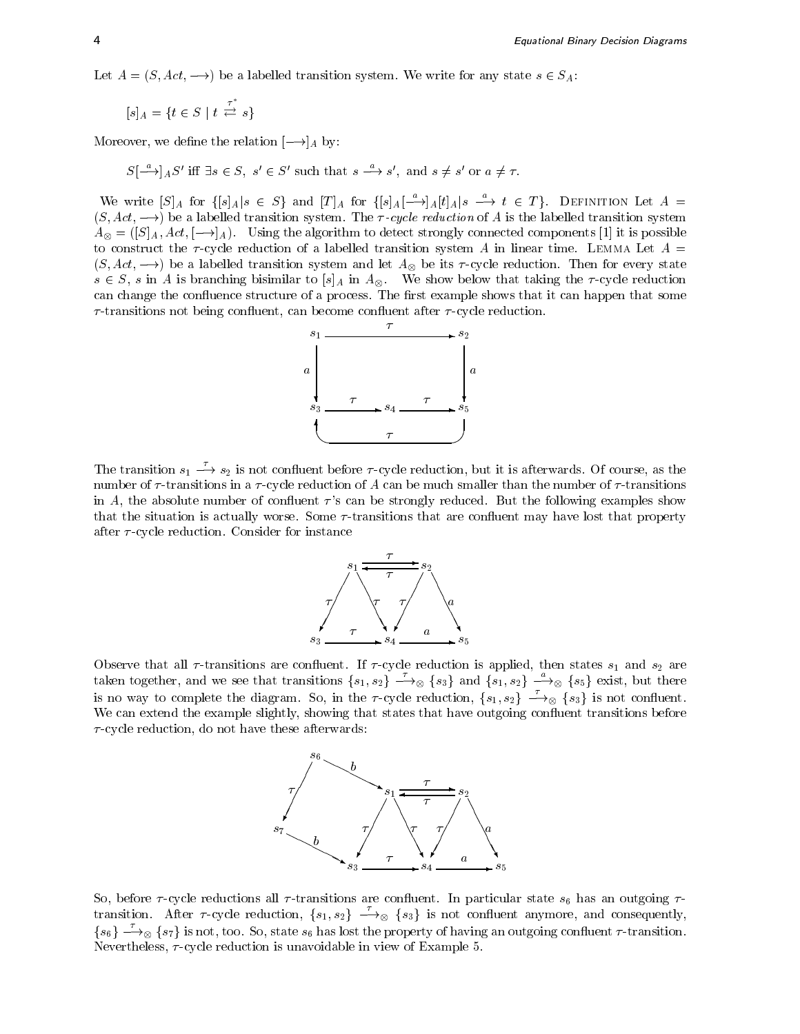Let $A = (S, Act, \longrightarrow)$ be a labelled transition system. We write for any state $s \in S_A$:

$$[s]_A = \{t \in S \mid t \overset{\tau^*}{\rightleftarrows} s\}$$

Moreover, we define the relation $[\longrightarrow]_A$ by:

$$S[\xrightarrow{a}]_A S' \text{ iff } \exists s \in S,\ s' \in S' \text{ such that } s \xrightarrow{a} s', \text{ and } s \neq s' \text{ or } a \neq \tau.$$

We write $[S]_A$ for $\{[s]_A | s \in S\}$ and $[T]_A$ for $\{[s]_A[\xrightarrow{a}]_A[t]_A | s \xrightarrow{a} t \in T\}$. Definition Let $A = (S, Act, \longrightarrow)$ be a labelled transition system. The *$\tau$-cycle reduction* of $A$ is the labelled transition system $A_\otimes = ([S]_A, Act, [\longrightarrow]_A)$. Using the algorithm to detect strongly connected components [1] it is possible to construct the $\tau$-cycle reduction of a labelled transition system $A$ in linear time. Lemma Let $A = (S, Act, \longrightarrow)$ be a labelled transition system and let $A_\otimes$ be its $\tau$-cycle reduction. Then for every state $s \in S$, $s$ in $A$ is branching bisimilar to $[s]_A$ in $A_\otimes$. We show below that taking the $\tau$-cycle reduction can change the confluence structure of a process. The first example shows that it can happen that some $\tau$-transitions not being confluent, can become confluent after $\tau$-cycle reduction.

The transition $s_1 \xrightarrow{\tau} s_2$ is not confluent before $\tau$-cycle reduction, but it is afterwards. Of course, as the number of $\tau$-transitions in a $\tau$-cycle reduction of $A$ can be much smaller than the number of $\tau$-transitions in $A$, the absolute number of confluent $\tau$'s can be strongly reduced. But the following examples show that the situation is actually worse. Some $\tau$-transitions that are confluent may have lost that property after $\tau$-cycle reduction. Consider for instance

Observe that all $\tau$-transitions are confluent. If $\tau$-cycle reduction is applied, then states $s_1$ and $s_2$ are taken together, and we see that transitions $\{s_1, s_2\} \xrightarrow{\tau}_\otimes \{s_3\}$ and $\{s_1, s_2\} \xrightarrow{a}_\otimes \{s_5\}$ exist, but there is no way to complete the diagram. So, in the $\tau$-cycle reduction, $\{s_1, s_2\} \xrightarrow{\tau}_\otimes \{s_3\}$ is not confluent. We can extend the example slightly, showing that states that have outgoing confluent transitions before $\tau$-cycle reduction, do not have these afterwards:

So, before $\tau$-cycle reductions all $\tau$-transitions are confluent. In particular state $s_6$ has an outgoing $\tau$-transition. After $\tau$-cycle reduction, $\{s_1, s_2\} \xrightarrow{\tau}_\otimes \{s_3\}$ is not confluent anymore, and consequently, $\{s_6\} \xrightarrow{\tau}_\otimes \{s_7\}$ is not, too. So, state $s_6$ has lost the property of having an outgoing confluent $\tau$-transition. Nevertheless, $\tau$-cycle reduction is unavoidable in view of Example 5.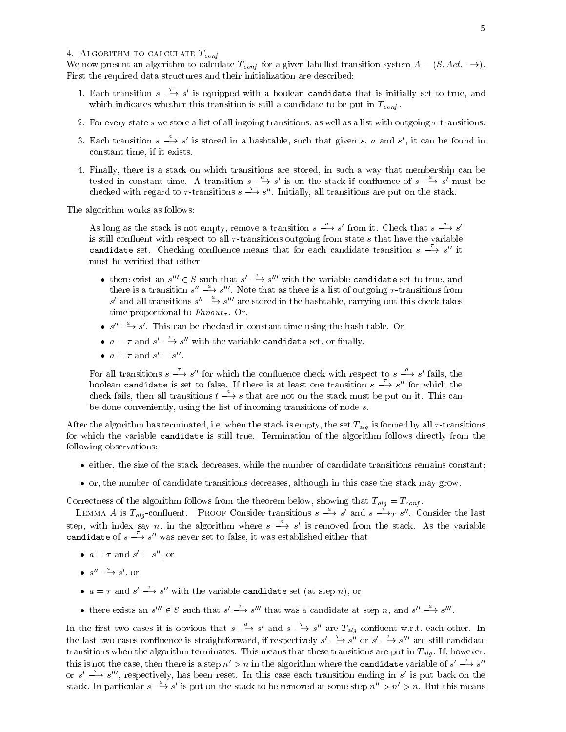## 4. Algorithm to calculate $T_{conf}$

We now present an algorithm to calculate $T_{conf}$ for a given labelled transition system $A = (S, Act, \longrightarrow)$. First the required data structures and their initialization are described:

1. Each transition $s \xrightarrow{\tau} s'$ is equipped with a boolean `candidate` that is initially set to true, and which indicates whether this transition is still a candidate to be put in $T_{conf}$.
2. For every state $s$ we store a list of all ingoing transitions, as well as a list with outgoing $\tau$-transitions.
3. Each transition $s \xrightarrow{a} s'$ is stored in a hashtable, such that given $s$, $a$ and $s'$, it can be found in constant time, if it exists.
4. Finally, there is a stack on which transitions are stored, in such a way that membership can be tested in constant time. A transition $s \xrightarrow{a} s'$ is on the stack if confluence of $s \xrightarrow{a} s'$ must be checked with regard to $\tau$-transitions $s \xrightarrow{\tau} s''$. Initially, all transitions are put on the stack.

The algorithm works as follows:

> As long as the stack is not empty, remove a transition $s \xrightarrow{a} s'$ from it. Check that $s \xrightarrow{a} s'$ is still confluent with respect to all $\tau$-transitions outgoing from state $s$ that have the variable `candidate` set. Checking confluence means that for each candidate transition $s \xrightarrow{\tau} s''$ it must be verified that either
>
> - there exist an $s''' \in S$ such that $s' \xrightarrow{\tau} s'''$ with the variable `candidate` set to true, and there is a transition $s'' \xrightarrow{a} s'''$. Note that as there is a list of outgoing $\tau$-transitions from $s'$ and all transitions $s'' \xrightarrow{a} s'''$ are stored in the hashtable, carrying out this check takes time proportional to $Fanout_\tau$. Or,
> - $s'' \xrightarrow{a} s'$. This can be checked in constant time using the hash table. Or
> - $a = \tau$ and $s' \xrightarrow{\tau} s''$ with the variable `candidate` set, or finally,
> - $a = \tau$ and $s' = s''$.
>
> For all transitions $s \xrightarrow{\tau} s''$ for which the confluence check with respect to $s \xrightarrow{a} s'$ fails, the boolean `candidate` is set to false. If there is at least one transition $s \xrightarrow{\tau} s''$ for which the check fails, then all transitions $t \xrightarrow{a} s$ that are not on the stack must be put on it. This can be done conveniently, using the list of incoming transitions of node $s$.

After the algorithm has terminated, i.e. when the stack is empty, the set $T_{alg}$ is formed by all $\tau$-transitions for which the variable `candidate` is still true. Termination of the algorithm follows directly from the following observations:

- either, the size of the stack decreases, while the number of candidate transitions remains constant;
- or, the number of candidate transitions decreases, although in this case the stack may grow.

Correctness of the algorithm follows from the theorem below, showing that $T_{alg} = T_{conf}$.

Lemma $A$ is $T_{alg}$-confluent. Proof Consider transitions $s \xrightarrow{a} s'$ and $s \xrightarrow{\tau}_T s''$. Consider the last step, with index say $n$, in the algorithm where $s \xrightarrow{a} s'$ is removed from the stack. As the variable `candidate` of $s \xrightarrow{\tau} s''$ was never set to false, it was established either that

- $a = \tau$ and $s' = s''$, or
- $s'' \xrightarrow{a} s'$, or
- $a = \tau$ and $s' \xrightarrow{\tau} s''$ with the variable `candidate` set (at step $n$), or
- there exists an $s''' \in S$ such that $s' \xrightarrow{\tau} s'''$ that was a candidate at step $n$, and $s'' \xrightarrow{a} s'''$.

In the first two cases it is obvious that $s \xrightarrow{a} s'$ and $s \xrightarrow{\tau} s''$ are $T_{alg}$-confluent w.r.t. each other. In the last two cases confluence is straightforward, if respectively $s' \xrightarrow{\tau} s''$ or $s' \xrightarrow{\tau} s'''$ are still candidate transitions when the algorithm terminates. This means that these transitions are put in $T_{alg}$. If, however, this is not the case, then there is a step $n' > n$ in the algorithm where the `candidate` variable of $s' \xrightarrow{\tau} s''$ or $s' \xrightarrow{\tau} s'''$, respectively, has been reset. In this case each transition ending in $s'$ is put back on the stack. In particular $s \xrightarrow{a} s'$ is put on the stack to be removed at some step $n'' > n' > n$. But this means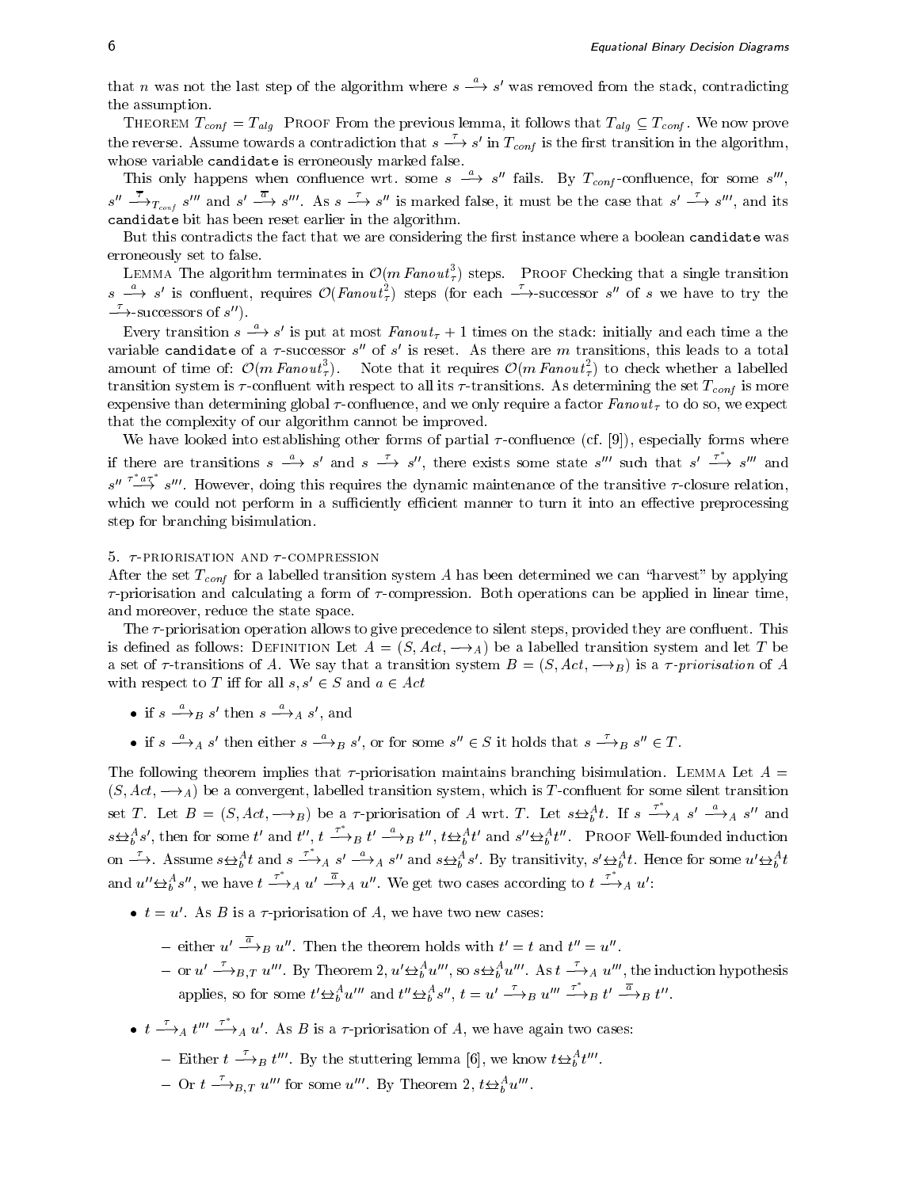that $n$ was not the last step of the algorithm where $s \xrightarrow{a} s'$ was removed from the stack, contradicting the assumption.

THEOREM $T_{conf} = T_{alg}$ PROOF From the previous lemma, it follows that $T_{alg} \subseteq T_{conf}$. We now prove the reverse. Assume towards a contradiction that $s \xrightarrow{\tau} s'$ in $T_{conf}$ is the first transition in the algorithm, whose variable `candidate` is erroneously marked false.

This only happens when confluence wrt. some $s \xrightarrow{a} s''$ fails. By $T_{conf}$-confluence, for some $s'''$, $s'' \xrightarrow{\overline{\tau}}_{T_{conf}} s'''$ and $s' \xrightarrow{\overline{a}} s'''$. As $s \xrightarrow{\tau} s''$ is marked false, it must be the case that $s' \xrightarrow{\tau} s'''$, and its `candidate` bit has been reset earlier in the algorithm.

But this contradicts the fact that we are considering the first instance where a boolean `candidate` was erroneously set to false.

LEMMA The algorithm terminates in $\mathcal{O}(m\, Fanout_\tau^3)$ steps. PROOF Checking that a single transition $s \xrightarrow{a} s'$ is confluent, requires $\mathcal{O}(Fanout_\tau^2)$ steps (for each $\xrightarrow{\tau}$-successor $s''$ of $s$ we have to try the $\xrightarrow{\tau}$-successors of $s''$).

Every transition $s \xrightarrow{a} s'$ is put at most $Fanout_\tau + 1$ times on the stack: initially and each time a the variable `candidate` of a $\tau$-successor $s''$ of $s'$ is reset. As there are $m$ transitions, this leads to a total amount of time of: $\mathcal{O}(m\, Fanout_\tau^3)$. Note that it requires $\mathcal{O}(m\, Fanout_\tau^2)$ to check whether a labelled transition system is $\tau$-confluent with respect to all its $\tau$-transitions. As determining the set $T_{conf}$ is more expensive than determining global $\tau$-confluence, and we only require a factor $Fanout_\tau$ to do so, we expect that the complexity of our algorithm cannot be improved.

We have looked into establishing other forms of partial $\tau$-confluence (cf. [9]), especially forms where if there are transitions $s \xrightarrow{a} s'$ and $s \xrightarrow{\tau} s''$, there exists some state $s'''$ such that $s' \xrightarrow{\tau^*} s'''$ and $s'' \xrightarrow{\tau^* a \tau^*} s'''$. However, doing this requires the dynamic maintenance of the transitive $\tau$-closure relation, which we could not perform in a sufficiently efficient manner to turn it into an effective preprocessing step for branching bisimulation.

## 5. $\tau$-PRIORISATION AND $\tau$-COMPRESSION

After the set $T_{conf}$ for a labelled transition system $A$ has been determined we can "harvest" by applying $\tau$-priorisation and calculating a form of $\tau$-compression. Both operations can be applied in linear time, and moreover, reduce the state space.

The $\tau$-priorisation operation allows to give precedence to silent steps, provided they are confluent. This is defined as follows: DEFINITION Let $A = (S, Act, \longrightarrow_A)$ be a labelled transition system and let $T$ be a set of $\tau$-transitions of $A$. We say that a transition system $B = (S, Act, \longrightarrow_B)$ is a *$\tau$-priorisation* of $A$ with respect to $T$ iff for all $s, s' \in S$ and $a \in Act$

- if $s \xrightarrow{a}_B s'$ then $s \xrightarrow{a}_A s'$, and
- if $s \xrightarrow{a}_A s'$ then either $s \xrightarrow{a}_B s'$, or for some $s'' \in S$ it holds that $s \xrightarrow{\tau}_B s'' \in T$.

The following theorem implies that $\tau$-priorisation maintains branching bisimulation. LEMMA Let $A = (S, Act, \longrightarrow_A)$ be a convergent, labelled transition system, which is $T$-confluent for some silent transition set $T$. Let $B = (S, Act, \longrightarrow_B)$ be a $\tau$-priorisation of $A$ wrt. $T$. Let $s \underline{\leftrightarrow}_b^A t$. If $s \xrightarrow{\tau^*}_A s' \xrightarrow{a}_A s''$ and $s \underline{\leftrightarrow}_b^A s'$, then for some $t'$ and $t''$, $t \xrightarrow{\tau^*}_B t' \xrightarrow{a}_B t''$, $t \underline{\leftrightarrow}_b^A t'$ and $s'' \underline{\leftrightarrow}_b^A t''$. PROOF Well-founded induction on $\xrightarrow{\tau}$. Assume $s \underline{\leftrightarrow}_b^A t$ and $s \xrightarrow{\tau^*}_A s' \xrightarrow{a}_A s''$ and $s \underline{\leftrightarrow}_b^A s'$. By transitivity, $s' \underline{\leftrightarrow}_b^A t$. Hence for some $u' \underline{\leftrightarrow}_b^A t$ and $u'' \underline{\leftrightarrow}_b^A s''$, we have $t \xrightarrow{\tau^*}_A u' \xrightarrow{\overline{a}}_A u''$. We get two cases according to $t \xrightarrow{\tau^*}_A u'$:

- $t = u'$. As $B$ is a $\tau$-priorisation of $A$, we have two new cases:
  - either $u' \xrightarrow{\overline{a}}_B u''$. Then the theorem holds with $t' = t$ and $t'' = u''$.
  - or $u' \xrightarrow{\tau}_{B,T} u'''$. By Theorem 2, $u' \underline{\leftrightarrow}_b^A u'''$, so $s \underline{\leftrightarrow}_b^A u'''$. As $t \xrightarrow{\tau}_A u'''$, the induction hypothesis applies, so for some $t' \underline{\leftrightarrow}_b^A u'''$ and $t'' \underline{\leftrightarrow}_b^A s''$, $t = u' \xrightarrow{\tau}_B u''' \xrightarrow{\tau^*}_B t' \xrightarrow{\overline{a}}_B t''$.
- $t \xrightarrow{\tau}_A t''' \xrightarrow{\tau^*}_A u'$. As $B$ is a $\tau$-priorisation of $A$, we have again two cases:
  - Either $t \xrightarrow{\tau}_B t'''$. By the stuttering lemma [6], we know $t \underline{\leftrightarrow}_b^A t'''$.
  - Or $t \xrightarrow{\tau}_{B,T} u'''$ for some $u'''$. By Theorem 2, $t \underline{\leftrightarrow}_b^A u'''$.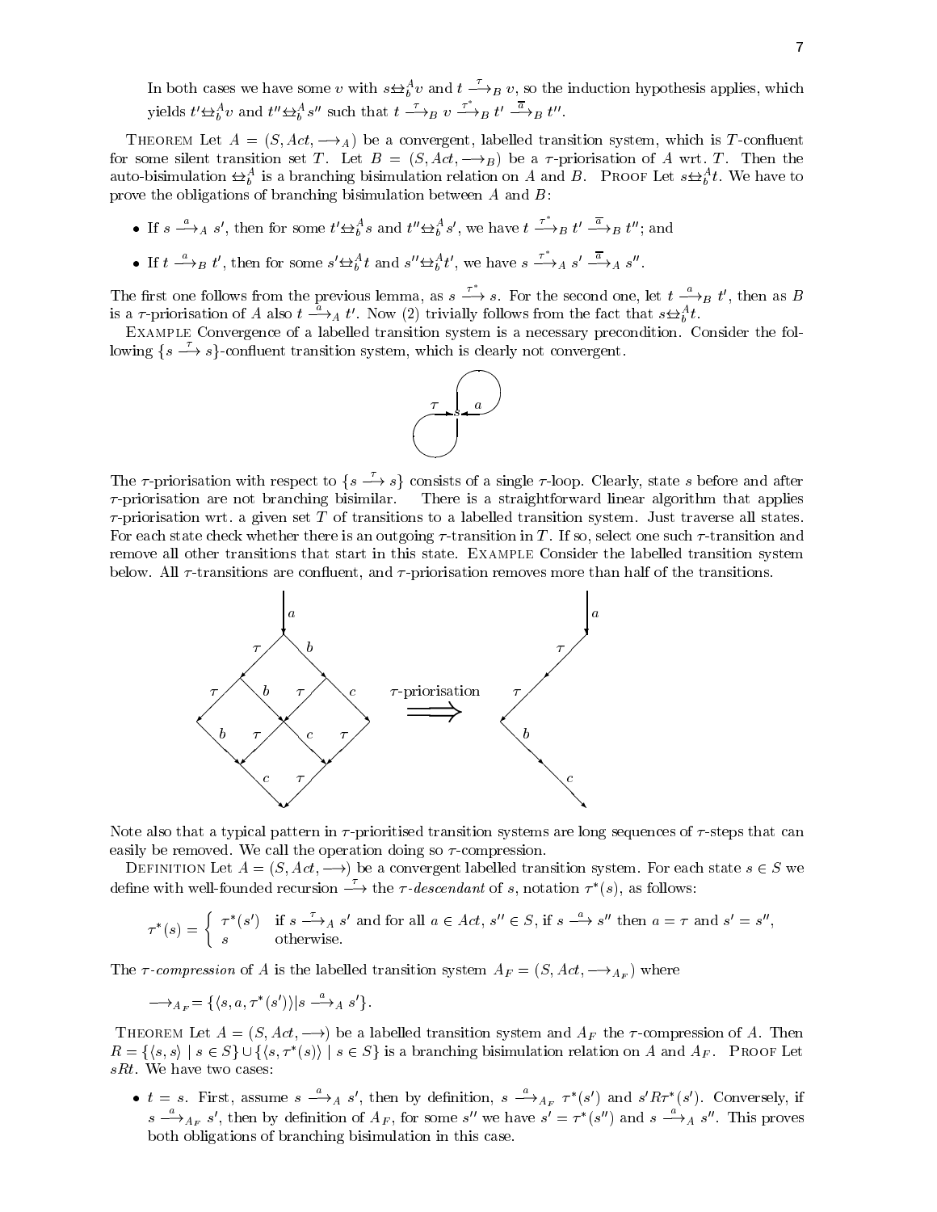In both cases we have some $v$ with $s \leftrightarrow_b^A v$ and $t \xrightarrow{\tau}_B v$, so the induction hypothesis applies, which yields $t' \leftrightarrow_b^A v$ and $t'' \leftrightarrow_b^A s''$ such that $t \xrightarrow{\tau}_B v \xrightarrow{\tau^*}_B t' \xrightarrow{\overline{a}}_B t''$.

THEOREM Let $A = (S, Act, \longrightarrow_A)$ be a convergent, labelled transition system, which is $T$-confluent for some silent transition set $T$. Let $B = (S, Act, \longrightarrow_B)$ be a $\tau$-priorisation of $A$ wrt. $T$. Then the auto-bisimulation $\leftrightarrow_b^A$ is a branching bisimulation relation on $A$ and $B$. PROOF Let $s \leftrightarrow_b^A t$. We have to prove the obligations of branching bisimulation between $A$ and $B$:

- If $s \xrightarrow{a}_A s'$, then for some $t' \leftrightarrow_b^A s$ and $t'' \leftrightarrow_b^A s'$, we have $t \xrightarrow{\tau^*}_B t' \xrightarrow{\overline{a}}_B t''$; and
- If $t \xrightarrow{a}_B t'$, then for some $s' \leftrightarrow_b^A t$ and $s'' \leftrightarrow_b^A t'$, we have $s \xrightarrow{\tau^*}_A s' \xrightarrow{\overline{a}}_A s''$.

The first one follows from the previous lemma, as $s \xrightarrow{\tau^*} s$. For the second one, let $t \xrightarrow{a}_B t'$, then as $B$ is a $\tau$-priorisation of $A$ also $t \xrightarrow{a}_A t'$. Now (2) trivially follows from the fact that $s \leftrightarrow_b^A t$.

EXAMPLE Convergence of a labelled transition system is a necessary precondition. Consider the following $\{s \xrightarrow{\tau} s\}$-confluent transition system, which is clearly not convergent.

The $\tau$-priorisation with respect to $\{s \xrightarrow{\tau} s\}$ consists of a single $\tau$-loop. Clearly, state $s$ before and after $\tau$-priorisation are not branching bisimilar. There is a straightforward linear algorithm that applies $\tau$-priorisation wrt. a given set $T$ of transitions to a labelled transition system. Just traverse all states. For each state check whether there is an outgoing $\tau$-transition in $T$. If so, select one such $\tau$-transition and remove all other transitions that start in this state. EXAMPLE Consider the labelled transition system below. All $\tau$-transitions are confluent, and $\tau$-priorisation removes more than half of the transitions.

Note also that a typical pattern in $\tau$-prioritised transition systems are long sequences of $\tau$-steps that can easily be removed. We call the operation doing so $\tau$-compression.

DEFINITION Let $A = (S, Act, \longrightarrow)$ be a convergent labelled transition system. For each state $s \in S$ we define with well-founded recursion $\xrightarrow{\tau}$ the *$\tau$-descendant* of $s$, notation $\tau^*(s)$, as follows:

$$\tau^*(s) = \begin{cases} \tau^*(s') & \text{if } s \xrightarrow{\tau}_A s' \text{ and for all } a \in Act,\ s'' \in S, \text{ if } s \xrightarrow{a} s'' \text{ then } a = \tau \text{ and } s' = s'', \\ s & \text{otherwise.} \end{cases}$$

The *$\tau$-compression* of $A$ is the labelled transition system $A_F = (S, Act, \longrightarrow_{A_F})$ where

$$\longrightarrow_{A_F} = \{\langle s, a, \tau^*(s')\rangle | s \xrightarrow{a}_A s'\}.$$

THEOREM Let $A = (S, Act, \longrightarrow)$ be a labelled transition system and $A_F$ the $\tau$-compression of $A$. Then $R = \{\langle s, s\rangle \mid s \in S\} \cup \{\langle s, \tau^*(s)\rangle \mid s \in S\}$ is a branching bisimulation relation on $A$ and $A_F$. PROOF Let $sRt$. We have two cases:

- $t = s$. First, assume $s \xrightarrow{a}_A s'$, then by definition, $s \xrightarrow{a}_{A_F} \tau^*(s')$ and $s' R \tau^*(s')$. Conversely, if $s \xrightarrow{a}_{A_F} s'$, then by definition of $A_F$, for some $s''$ we have $s' = \tau^*(s'')$ and $s \xrightarrow{a}_A s''$. This proves both obligations of branching bisimulation in this case.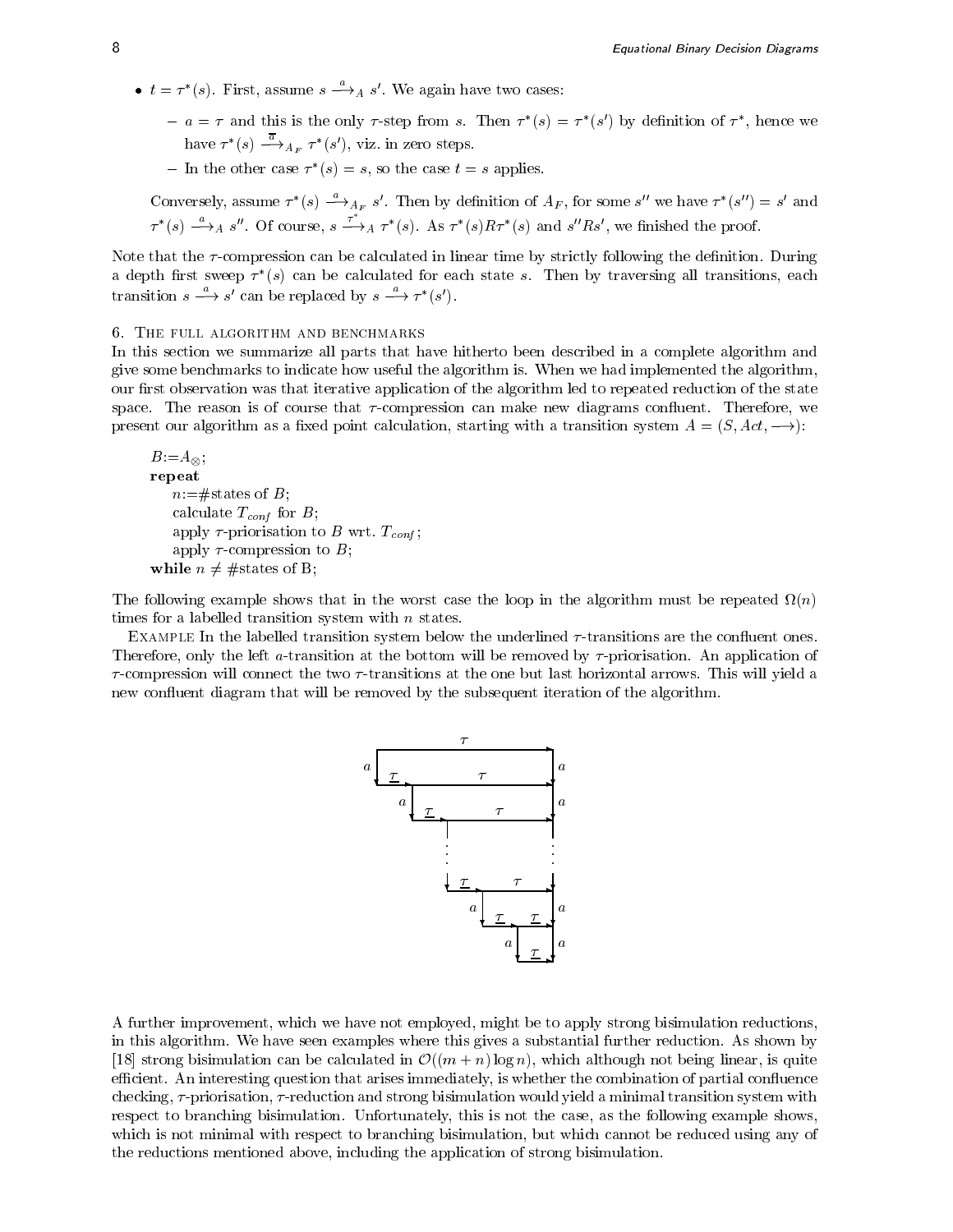- $t = \tau^*(s)$. First, assume $s \xrightarrow{a}_A s'$. We again have two cases:
  - $a = \tau$ and this is the only $\tau$-step from $s$. Then $\tau^*(s) = \tau^*(s')$ by definition of $\tau^*$, hence we have $\tau^*(s) \xrightarrow{\overline{a}}_{A_F} \tau^*(s')$, viz. in zero steps.
  - In the other case $\tau^*(s) = s$, so the case $t = s$ applies.

  Conversely, assume $\tau^*(s) \xrightarrow{a}_{A_F} s'$. Then by definition of $A_F$, for some $s''$ we have $\tau^*(s'') = s'$ and $\tau^*(s) \xrightarrow{a}_A s''$. Of course, $s \xrightarrow{\tau^*}_A \tau^*(s)$. As $\tau^*(s) R \tau^*(s)$ and $s'' R s'$, we finished the proof.

Note that the $\tau$-compression can be calculated in linear time by strictly following the definition. During a depth first sweep $\tau^*(s)$ can be calculated for each state $s$. Then by traversing all transitions, each transition $s \xrightarrow{a} s'$ can be replaced by $s \xrightarrow{a} \tau^*(s')$.

## 6. The full algorithm and benchmarks

In this section we summarize all parts that have hitherto been described in a complete algorithm and give some benchmarks to indicate how useful the algorithm is. When we had implemented the algorithm, our first observation was that iterative application of the algorithm led to repeated reduction of the state space. The reason is of course that $\tau$-compression can make new diagrams confluent. Therefore, we present our algorithm as a fixed point calculation, starting with a transition system $A = (S, Act, \longrightarrow)$:

```
B:=A⊗;
repeat
    n:=#states of B;
    calculate T_conf for B;
    apply τ-priorisation to B wrt. T_conf;
    apply τ-compression to B;
while n ≠ #states of B;
```

The following example shows that in the worst case the loop in the algorithm must be repeated $\Omega(n)$ times for a labelled transition system with $n$ states.

Example In the labelled transition system below the underlined $\tau$-transitions are the confluent ones. Therefore, only the left $a$-transition at the bottom will be removed by $\tau$-priorisation. An application of $\tau$-compression will connect the two $\tau$-transitions at the one but last horizontal arrows. This will yield a new confluent diagram that will be removed by the subsequent iteration of the algorithm.

A further improvement, which we have not employed, might be to apply strong bisimulation reductions, in this algorithm. We have seen examples where this gives a substantial further reduction. As shown by [18] strong bisimulation can be calculated in $\mathcal{O}((m+n)\log n)$, which although not being linear, is quite efficient. An interesting question that arises immediately, is whether the combination of partial confluence checking, $\tau$-priorisation, $\tau$-reduction and strong bisimulation would yield a minimal transition system with respect to branching bisimulation. Unfortunately, this is not the case, as the following example shows, which is not minimal with respect to branching bisimulation, but which cannot be reduced using any of the reductions mentioned above, including the application of strong bisimulation.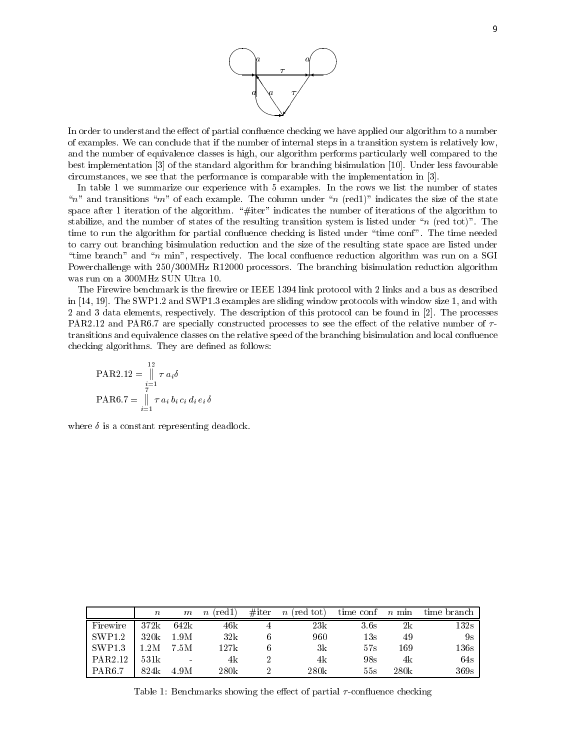In order to understand the effect of partial confluence checking we have applied our algorithm to a number of examples. We can conclude that if the number of internal steps in a transition system is relatively low, and the number of equivalence classes is high, our algorithm performs particularly well compared to the best implementation [3] of the standard algorithm for branching bisimulation [10]. Under less favourable circumstances, we see that the performance is comparable with the implementation in [3].

In table 1 we summarize our experience with 5 examples. In the rows we list the number of states "$n$" and transitions "$m$" of each example. The column under "$n$ (red1)" indicates the size of the state space after 1 iteration of the algorithm. "#iter" indicates the number of iterations of the algorithm to stabilize, and the number of states of the resulting transition system is listed under "$n$ (red tot)". The time to run the algorithm for partial confluence checking is listed under "time conf". The time needed to carry out branching bisimulation reduction and the size of the resulting state space are listed under "time branch" and "$n$ min", respectively. The local confluence reduction algorithm was run on a SGI Powerchallenge with 250/300MHz R12000 processors. The branching bisimulation reduction algorithm was run on a 300MHz SUN Ultra 10.

The Firewire benchmark is the firewire or IEEE 1394 link protocol with 2 links and a bus as described in [14, 19]. The SWP1.2 and SWP1.3 examples are sliding window protocols with window size 1, and with 2 and 3 data elements, respectively. The description of this protocol can be found in [2]. The processes PAR2.12 and PAR6.7 are specially constructed processes to see the effect of the relative number of $\tau$-transitions and equivalence classes on the relative speed of the branching bisimulation and local confluence checking algorithms. They are defined as follows:

$$\mathrm{PAR2.12} = \mathop{\|}_{i=1}^{12} \tau\, a_i \delta$$

$$\mathrm{PAR6.7} = \mathop{\|}_{i=1}^{7} \tau\, a_i\, b_i\, c_i\, d_i\, e_i\, \delta$$

where $\delta$ is a constant representing deadlock.

| | $n$ | $m$ | $n$ (red1) | #iter | $n$ (red tot) | time conf | $n$ min | time branch |
|---|---|---|---|---|---|---|---|---|
| Firewire | 372k | 642k | 46k | 4 | 23k | 3.6s | 2k | 132s |
| SWP1.2 | 320k | 1.9M | 32k | 6 | 960 | 13s | 49 | 9s |
| SWP1.3 | 1.2M | 7.5M | 127k | 6 | 3k | 57s | 169 | 136s |
| PAR2.12 | 531k | - | 4k | 2 | 4k | 98s | 4k | 64s |
| PAR6.7 | 824k | 4.9M | 280k | 2 | 280k | 55s | 280k | 369s |

Table 1: Benchmarks showing the effect of partial $\tau$-confluence checking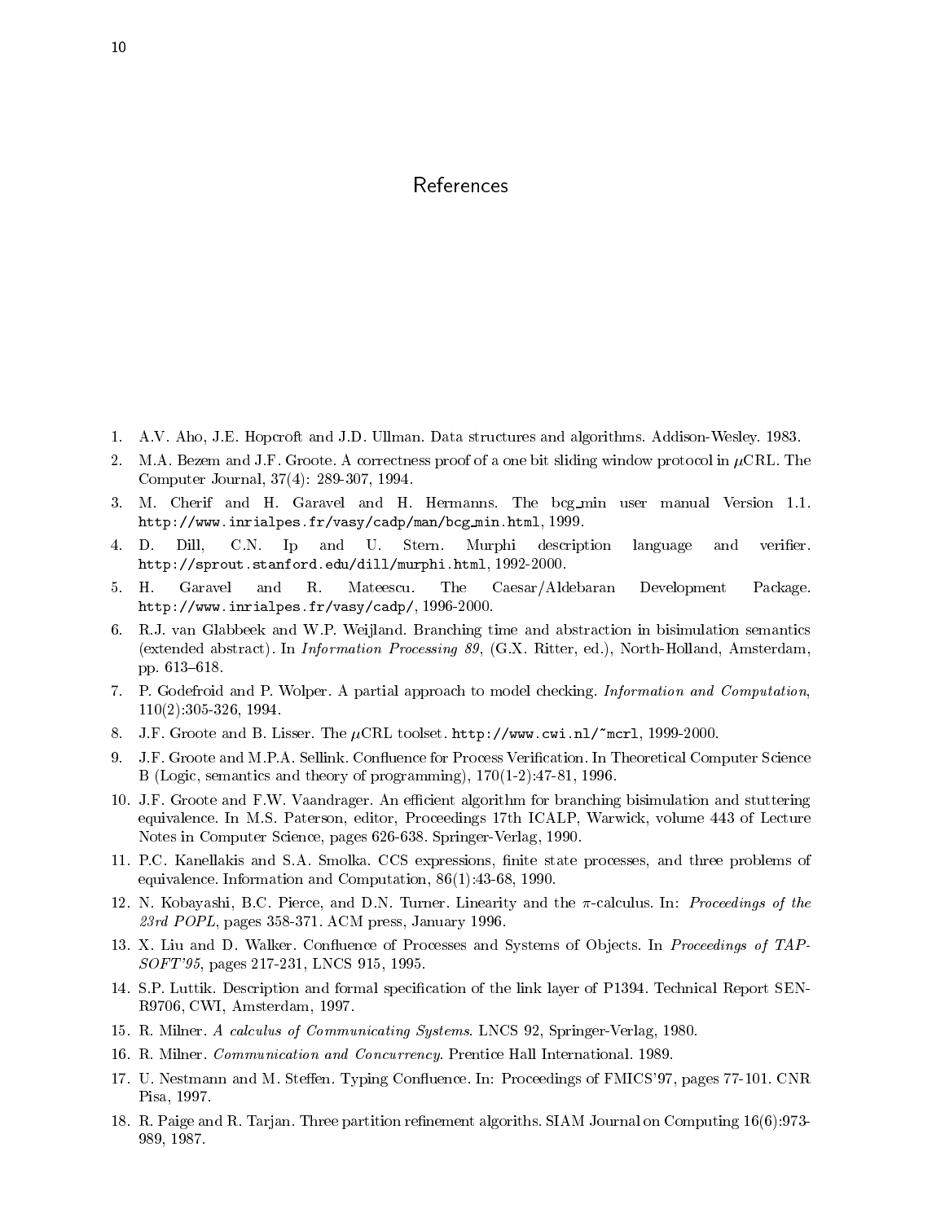# References

1. A.V. Aho, J.E. Hopcroft and J.D. Ullman. Data structures and algorithms. Addison-Wesley. 1983.
2. M.A. Bezem and J.F. Groote. A correctness proof of a one bit sliding window protocol in $\mu$CRL. The Computer Journal, 37(4): 289-307, 1994.
3. M. Cherif and H. Garavel and H. Hermanns. The bcg_min user manual Version 1.1. `http://www.inrialpes.fr/vasy/cadp/man/bcg_min.html`, 1999.
4. D. Dill, C.N. Ip and U. Stern. Murphi description language and verifier. `http://sprout.stanford.edu/dill/murphi.html`, 1992-2000.
5. H. Garavel and R. Mateescu. The Caesar/Aldebaran Development Package. `http://www.inrialpes.fr/vasy/cadp/`, 1996-2000.
6. R.J. van Glabbeek and W.P. Weijland. Branching time and abstraction in bisimulation semantics (extended abstract). In *Information Processing 89*, (G.X. Ritter, ed.), North-Holland, Amsterdam, pp. 613–618.
7. P. Godefroid and P. Wolper. A partial approach to model checking. *Information and Computation*, 110(2):305-326, 1994.
8. J.F. Groote and B. Lisser. The $\mu$CRL toolset. `http://www.cwi.nl/~mcrl`, 1999-2000.
9. J.F. Groote and M.P.A. Sellink. Confluence for Process Verification. In Theoretical Computer Science B (Logic, semantics and theory of programming), 170(1-2):47-81, 1996.
10. J.F. Groote and F.W. Vaandrager. An efficient algorithm for branching bisimulation and stuttering equivalence. In M.S. Paterson, editor, Proceedings 17th ICALP, Warwick, volume 443 of Lecture Notes in Computer Science, pages 626-638. Springer-Verlag, 1990.
11. P.C. Kanellakis and S.A. Smolka. CCS expressions, finite state processes, and three problems of equivalence. Information and Computation, 86(1):43-68, 1990.
12. N. Kobayashi, B.C. Pierce, and D.N. Turner. Linearity and the $\pi$-calculus. In: *Proceedings of the 23rd POPL*, pages 358-371. ACM press, January 1996.
13. X. Liu and D. Walker. Confluence of Processes and Systems of Objects. In *Proceedings of TAPSOFT'95*, pages 217-231, LNCS 915, 1995.
14. S.P. Luttik. Description and formal specification of the link layer of P1394. Technical Report SEN-R9706, CWI, Amsterdam, 1997.
15. R. Milner. *A calculus of Communicating Systems*. LNCS 92, Springer-Verlag, 1980.
16. R. Milner. *Communication and Concurrency*. Prentice Hall International. 1989.
17. U. Nestmann and M. Steffen. Typing Confluence. In: Proceedings of FMICS'97, pages 77-101. CNR Pisa, 1997.
18. R. Paige and R. Tarjan. Three partition refinement algoriths. SIAM Journal on Computing 16(6):973-989, 1987.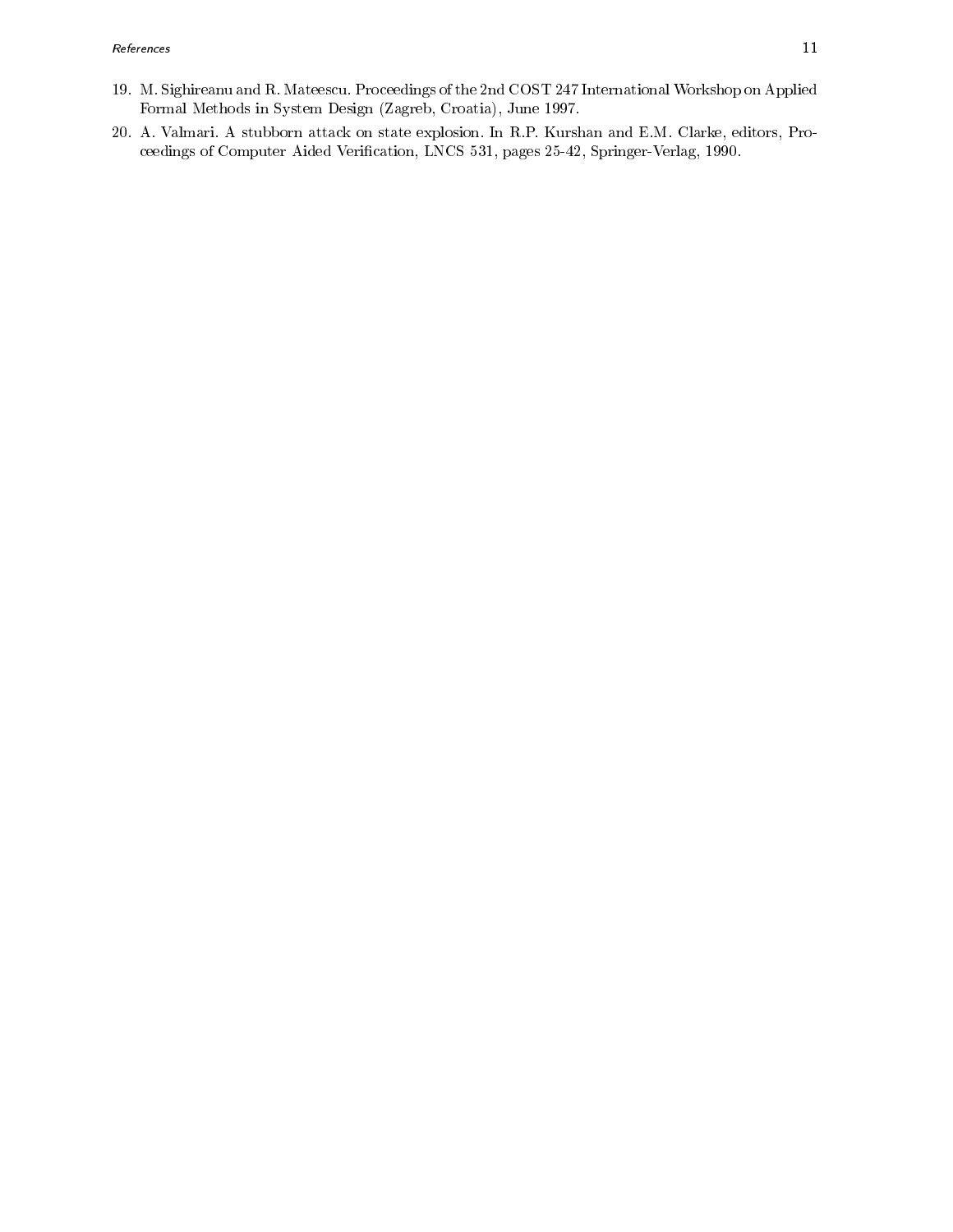19. M. Sighireanu and R. Mateescu. Proceedings of the 2nd COST 247 International Workshop on Applied Formal Methods in System Design (Zagreb, Croatia), June 1997.

20. A. Valmari. A stubborn attack on state explosion. In R.P. Kurshan and E.M. Clarke, editors, Proceedings of Computer Aided Verification, LNCS 531, pages 25-42, Springer-Verlag, 1990.